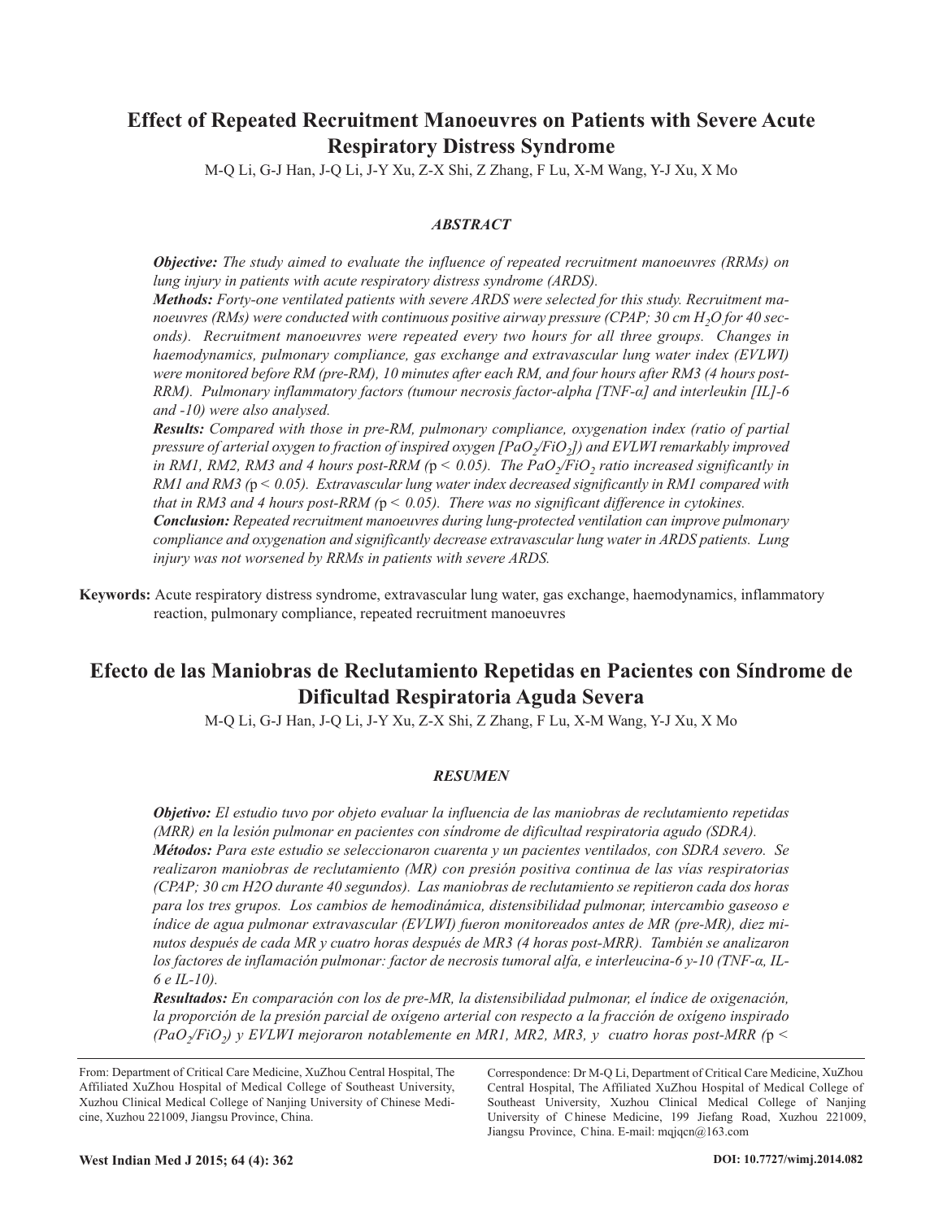# Effect of Repeated Recruitment Manoeuvres on Patients with Severe Acute Respiratory Distress Syndrome

M-Q Li, G-J Han, J-Q Li, J-Y Xu, Z-X Shi, Z Zhang, F Lu, X-M Wang, Y-J Xu, X Mo

## *ABSTRACT*

***Objective:*** *The study aimed to evaluate the influence of repeated recruitment manoeuvres (RRMs) on lung injury in patients with acute respiratory distress syndrome (ARDS).*

***Methods:*** *Forty-one ventilated patients with severe ARDS were selected for this study. Recruitment manoeuvres (RMs) were conducted with continuous positive airway pressure (CPAP; 30 cm $H_2O$ for 40 seconds). Recruitment manoeuvres were repeated every two hours for all three groups. Changes in haemodynamics, pulmonary compliance, gas exchange and extravascular lung water index (EVLWI) were monitored before RM (pre-RM), 10 minutes after each RM, and four hours after RM3 (4 hours post-RRM). Pulmonary inflammatory factors (tumour necrosis factor-alpha [TNF-α] and interleukin [IL]-6 and -10) were also analysed.*

***Results:*** *Compared with those in pre-RM, pulmonary compliance, oxygenation index (ratio of partial pressure of arterial oxygen to fraction of inspired oxygen [$PaO_2/FiO_2$]) and EVLWI remarkably improved in RM1, RM2, RM3 and 4 hours post-RRM ($p < 0.05$). The $PaO_2/FiO_2$ ratio increased significantly in RM1 and RM3 ($p < 0.05$). Extravascular lung water index decreased significantly in RM1 compared with that in RM3 and 4 hours post-RRM ($p < 0.05$). There was no significant difference in cytokines.*

***Conclusion:*** *Repeated recruitment manoeuvres during lung-protected ventilation can improve pulmonary compliance and oxygenation and significantly decrease extravascular lung water in ARDS patients. Lung injury was not worsened by RRMs in patients with severe ARDS.*

**Keywords:** Acute respiratory distress syndrome, extravascular lung water, gas exchange, haemodynamics, inflammatory reaction, pulmonary compliance, repeated recruitment manoeuvres

# Efecto de las Maniobras de Reclutamiento Repetidas en Pacientes con Síndrome de Dificultad Respiratoria Aguda Severa

M-Q Li, G-J Han, J-Q Li, J-Y Xu, Z-X Shi, Z Zhang, F Lu, X-M Wang, Y-J Xu, X Mo

## *RESUMEN*

***Objetivo:*** *El estudio tuvo por objeto evaluar la influencia de las maniobras de reclutamiento repetidas (MRR) en la lesión pulmonar en pacientes con síndrome de dificultad respiratoria agudo (SDRA).*

***Métodos:*** *Para este estudio se seleccionaron cuarenta y un pacientes ventilados, con SDRA severo. Se realizaron maniobras de reclutamiento (MR) con presión positiva continua de las vías respiratorias (CPAP; 30 cm H2O durante 40 segundos). Las maniobras de reclutamiento se repitieron cada dos horas para los tres grupos. Los cambios de hemodinámica, distensibilidad pulmonar, intercambio gaseoso e índice de agua pulmonar extravascular (EVLWI) fueron monitoreados antes de MR (pre-MR), diez minutos después de cada MR y cuatro horas después de MR3 (4 horas post-MRR). También se analizaron los factores de inflamación pulmonar: factor de necrosis tumoral alfa, e interleucina-6 y-10 (TNF-α, IL-6 e IL-10).*

***Resultados:*** *En comparación con los de pre-MR, la distensibilidad pulmonar, el índice de oxigenación, la proporción de la presión parcial de oxígeno arterial con respecto a la fracción de oxígeno inspirado ($PaO_2/FiO_2$) y EVLWI mejoraron notablemente en MR1, MR2, MR3, y cuatro horas post-MRR (p <*

From: Department of Critical Care Medicine, XuZhou Central Hospital, The Affiliated XuZhou Hospital of Medical College of Southeast University, Xuzhou Clinical Medical College of Nanjing University of Chinese Medicine, Xuzhou 221009, Jiangsu Province, China.

Correspondence: Dr M-Q Li, Department of Critical Care Medicine, XuZhou Central Hospital, The Affiliated XuZhou Hospital of Medical College of Southeast University, Xuzhou Clinical Medical College of Nanjing University of Chinese Medicine, 199 Jiefang Road, Xuzhou 221009, Jiangsu Province, China. E-mail: mqjqcn@163.com

DOI: 10.7727/wimj.2014.082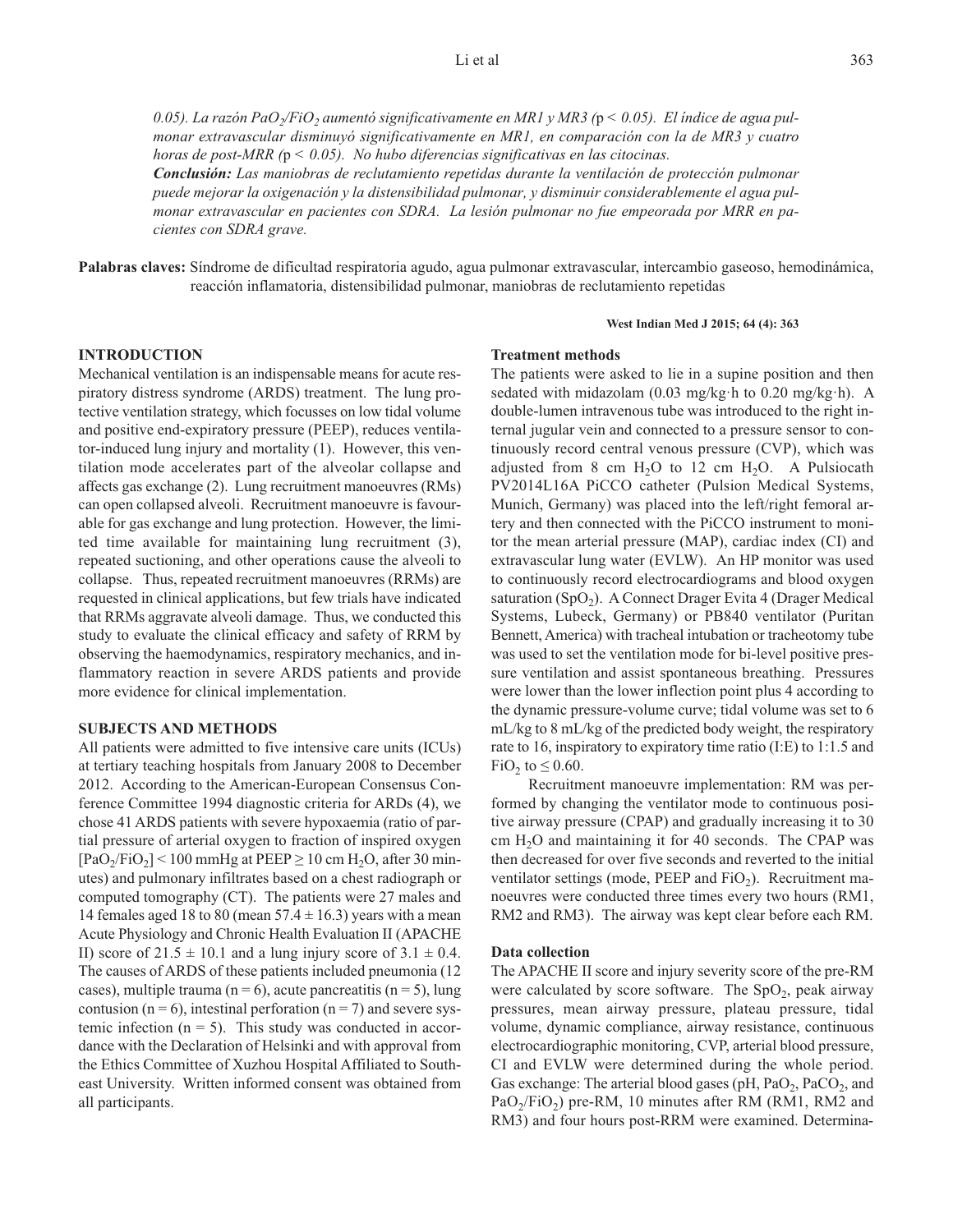*0.05). La razón $PaO_2/FiO_2$ aumentó significativamente en MR1 y MR3 (*p *< 0.05). El índice de agua pulmonar extravascular disminuyó significativamente en MR1, en comparación con la de MR3 y cuatro horas de post-MRR (*p *< 0.05). No hubo diferencias significativas en las citocinas.*

***Conclusión:** Las maniobras de reclutamiento repetidas durante la ventilación de protección pulmonar puede mejorar la oxigenación y la distensibilidad pulmonar, y disminuir considerablemente el agua pulmonar extravascular en pacientes con SDRA. La lesión pulmonar no fue empeorada por MRR en pacientes con SDRA grave.*

**Palabras claves:** Síndrome de dificultad respiratoria agudo, agua pulmonar extravascular, intercambio gaseoso, hemodinámica, reacción inflamatoria, distensibilidad pulmonar, maniobras de reclutamiento repetidas

**West Indian Med J 2015; 64 (4): 363**

## INTRODUCTION

Mechanical ventilation is an indispensable means for acute respiratory distress syndrome (ARDS) treatment. The lung protective ventilation strategy, which focusses on low tidal volume and positive end-expiratory pressure (PEEP), reduces ventilator-induced lung injury and mortality (1). However, this ventilation mode accelerates part of the alveolar collapse and affects gas exchange (2). Lung recruitment manoeuvres (RMs) can open collapsed alveoli. Recruitment manoeuvre is favourable for gas exchange and lung protection. However, the limited time available for maintaining lung recruitment (3), repeated suctioning, and other operations cause the alveoli to collapse. Thus, repeated recruitment manoeuvres (RRMs) are requested in clinical applications, but few trials have indicated that RRMs aggravate alveoli damage. Thus, we conducted this study to evaluate the clinical efficacy and safety of RRM by observing the haemodynamics, respiratory mechanics, and inflammatory reaction in severe ARDS patients and provide more evidence for clinical implementation.

## SUBJECTS AND METHODS

All patients were admitted to five intensive care units (ICUs) at tertiary teaching hospitals from January 2008 to December 2012. According to the American-European Consensus Conference Committee 1994 diagnostic criteria for ARDs (4), we chose 41 ARDS patients with severe hypoxaemia (ratio of partial pressure of arterial oxygen to fraction of inspired oxygen [$PaO_2/FiO_2$] < 100 mmHg at PEEP ≥ 10 cm $H_2O$, after 30 minutes) and pulmonary infiltrates based on a chest radiograph or computed tomography (CT). The patients were 27 males and 14 females aged 18 to 80 (mean 57.4 ± 16.3) years with a mean Acute Physiology and Chronic Health Evaluation II (APACHE II) score of 21.5 ± 10.1 and a lung injury score of 3.1 ± 0.4. The causes of ARDS of these patients included pneumonia (12 cases), multiple trauma (n = 6), acute pancreatitis (n = 5), lung contusion (n = 6), intestinal perforation (n = 7) and severe systemic infection (n = 5). This study was conducted in accordance with the Declaration of Helsinki and with approval from the Ethics Committee of Xuzhou Hospital Affiliated to Southeast University. Written informed consent was obtained from all participants.

### Treatment methods

The patients were asked to lie in a supine position and then sedated with midazolam (0.03 mg/kg·h to 0.20 mg/kg·h). A double-lumen intravenous tube was introduced to the right internal jugular vein and connected to a pressure sensor to continuously record central venous pressure (CVP), which was adjusted from 8 cm $H_2O$ to 12 cm $H_2O$. A Pulsiocath PV2014L16A PiCCO catheter (Pulsion Medical Systems, Munich, Germany) was placed into the left/right femoral artery and then connected with the PiCCO instrument to monitor the mean arterial pressure (MAP), cardiac index (CI) and extravascular lung water (EVLW). An HP monitor was used to continuously record electrocardiograms and blood oxygen saturation ($SpO_2$). A Connect Drager Evita 4 (Drager Medical Systems, Lubeck, Germany) or PB840 ventilator (Puritan Bennett, America) with tracheal intubation or tracheotomy tube was used to set the ventilation mode for bi-level positive pressure ventilation and assist spontaneous breathing. Pressures were lower than the lower inflection point plus 4 according to the dynamic pressure-volume curve; tidal volume was set to 6 mL/kg to 8 mL/kg of the predicted body weight, the respiratory rate to 16, inspiratory to expiratory time ratio (I:E) to 1:1.5 and $FiO_2$ to ≤ 0.60.

Recruitment manoeuvre implementation: RM was performed by changing the ventilator mode to continuous positive airway pressure (CPAP) and gradually increasing it to 30 cm $H_2O$ and maintaining it for 40 seconds. The CPAP was then decreased for over five seconds and reverted to the initial ventilator settings (mode, PEEP and $FiO_2$). Recruitment manoeuvres were conducted three times every two hours (RM1, RM2 and RM3). The airway was kept clear before each RM.

### Data collection

The APACHE II score and injury severity score of the pre-RM were calculated by score software. The $SpO_2$, peak airway pressures, mean airway pressure, plateau pressure, tidal volume, dynamic compliance, airway resistance, continuous electrocardiographic monitoring, CVP, arterial blood pressure, CI and EVLW were determined during the whole period. Gas exchange: The arterial blood gases (pH, $PaO_2$, $PaCO_2$, and $PaO_2/FiO_2$) pre-RM, 10 minutes after RM (RM1, RM2 and RM3) and four hours post-RRM were examined. Determina-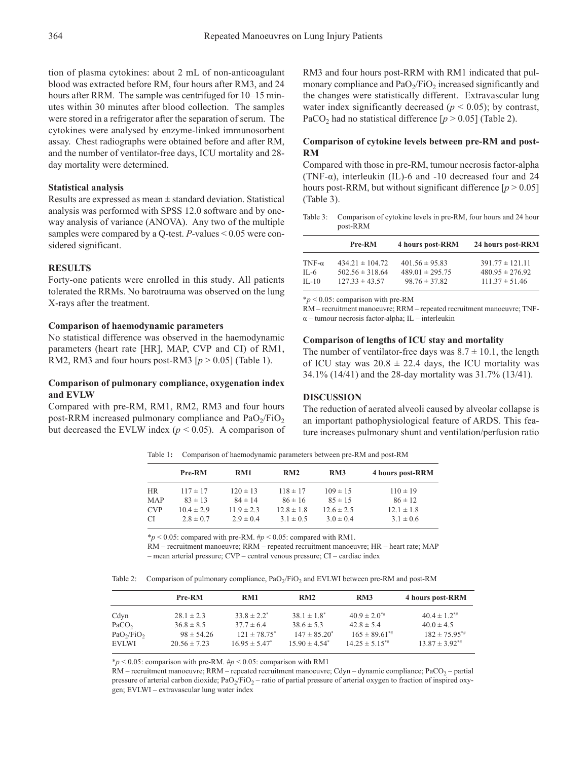tion of plasma cytokines: about 2 mL of non-anticoagulant blood was extracted before RM, four hours after RM3, and 24 hours after RRM. The sample was centrifuged for 10–15 minutes within 30 minutes after blood collection. The samples were stored in a refrigerator after the separation of serum. The cytokines were analysed by enzyme-linked immunosorbent assay. Chest radiographs were obtained before and after RM, and the number of ventilator-free days, ICU mortality and 28-day mortality were determined.

### Statistical analysis

Results are expressed as mean ± standard deviation. Statistical analysis was performed with SPSS 12.0 software and by one-way analysis of variance (ANOVA). Any two of the multiple samples were compared by a Q-test. *P*-values < 0.05 were considered significant.

## RESULTS

Forty-one patients were enrolled in this study. All patients tolerated the RRMs. No barotrauma was observed on the lung X-rays after the treatment.

### Comparison of haemodynamic parameters

No statistical difference was observed in the haemodynamic parameters (heart rate [HR], MAP, CVP and CI) of RM1, RM2, RM3 and four hours post-RM3 [$p > 0.05$] (Table 1).

### Comparison of pulmonary compliance, oxygenation index and EVLW

Compared with pre-RM, RM1, RM2, RM3 and four hours post-RRM increased pulmonary compliance and $PaO_2/FiO_2$ but decreased the EVLW index ($p < 0.05$). A comparison of RM3 and four hours post-RRM with RM1 indicated that pulmonary compliance and $PaO_2/FiO_2$ increased significantly and the changes were statistically different. Extravascular lung water index significantly decreased ($p < 0.05$); by contrast, $PaCO_2$ had no statistical difference [$p > 0.05$] (Table 2).

### Comparison of cytokine levels between pre-RM and post-RM

Compared with those in pre-RM, tumour necrosis factor-alpha (TNF-α), interleukin (IL)-6 and -10 decreased four and 24 hours post-RRM, but without significant difference [$p > 0.05$] (Table 3).

Table 3: Comparison of cytokine levels in pre-RM, four hours and 24 hour post-RRM

| | Pre-RM | 4 hours post-RRM | 24 hours post-RRM |
|---|---|---|---|
| TNF-α | 434.21 ± 104.72 | 401.56 ± 95.83 | 391.77 ± 121.11 |
| IL-6 | 502.56 ± 318.64 | 489.01 ± 295.75 | 480.95 ± 276.92 |
| IL-10 | 127.33 ± 43.57 | 98.76 ± 37.82 | 111.37 ± 51.46 |

*$p < 0.05$: comparison with pre-RM

RM – recruitment manoeuvre; RRM – repeated recruitment manoeuvre; TNF-α – tumour necrosis factor-alpha; IL – interleukin

### Comparison of lengths of ICU stay and mortality

The number of ventilator-free days was 8.7 ± 10.1, the length of ICU stay was 20.8 ± 22.4 days, the ICU mortality was 34.1% (14/41) and the 28-day mortality was 31.7% (13/41).

## DISCUSSION

The reduction of aerated alveoli caused by alveolar collapse is an important pathophysiological feature of ARDS. This feature increases pulmonary shunt and ventilation/perfusion ratio

Table 1: Comparison of haemodynamic parameters between pre-RM and post-RM

| | Pre-RM | RM1 | RM2 | RM3 | 4 hours post-RRM |
|---|---|---|---|---|---|
| HR | 117 ± 17 | 120 ± 13 | 118 ± 17 | 109 ± 15 | 110 ± 19 |
| MAP | 83 ± 13 | 84 ± 14 | 86 ± 16 | 85 ± 15 | 86 ± 12 |
| CVP | 10.4 ± 2.9 | 11.9 ± 2.3 | 12.8 ± 1.8 | 12.6 ± 2.5 | 12.1 ± 1.8 |
| CI | 2.8 ± 0.7 | 2.9 ± 0.4 | 3.1 ± 0.5 | 3.0 ± 0.4 | 3.1 ± 0.6 |

*$p < 0.05$: compared with pre-RM. #$p < 0.05$: compared with RM1.

RM – recruitment manoeuvre; RRM – repeated recruitment manoeuvre; HR – heart rate; MAP – mean arterial pressure; CVP – central venous pressure; CI – cardiac index

Table 2: Comparison of pulmonary compliance, $PaO_2/FiO_2$ and EVLWI between pre-RM and post-RM

| | Pre-RM | RM1 | RM2 | RM3 | 4 hours post-RRM |
|---|---|---|---|---|---|
| Cdyn | 28.1 ± 2.3 | 33.8 ± 2.2* | 38.1 ± 1.8* | 40.9 ± 2.0*# | 40.4 ± 1.2*# |
| $PaCO_2$ | 36.8 ± 8.5 | 37.7 ± 6.4 | 38.6 ± 5.3 | 42.8 ± 5.4 | 40.0 ± 4.5 |
| $PaO_2/FiO_2$ | 98 ± 54.26 | 121 ± 78.75* | 147 ± 85.20* | 165 ± 89.61*# | 182 ± 75.95*# |
| EVLWI | 20.56 ± 7.23 | 16.95 ± 5.47* | 15.90 ± 4.54* | 14.25 ± 5.15*# | 13.87 ± 3.92*# |

*$p < 0.05$: comparison with pre-RM. #$p < 0.05$: comparison with RM1

RM – recruitment manoeuvre; RRM – repeated recruitment manoeuvre; Cdyn – dynamic compliance; $PaCO_2$ – partial pressure of arterial carbon dioxide; $PaO_2/FiO_2$ – ratio of partial pressure of arterial oxygen to fraction of inspired oxygen; EVLWI – extravascular lung water index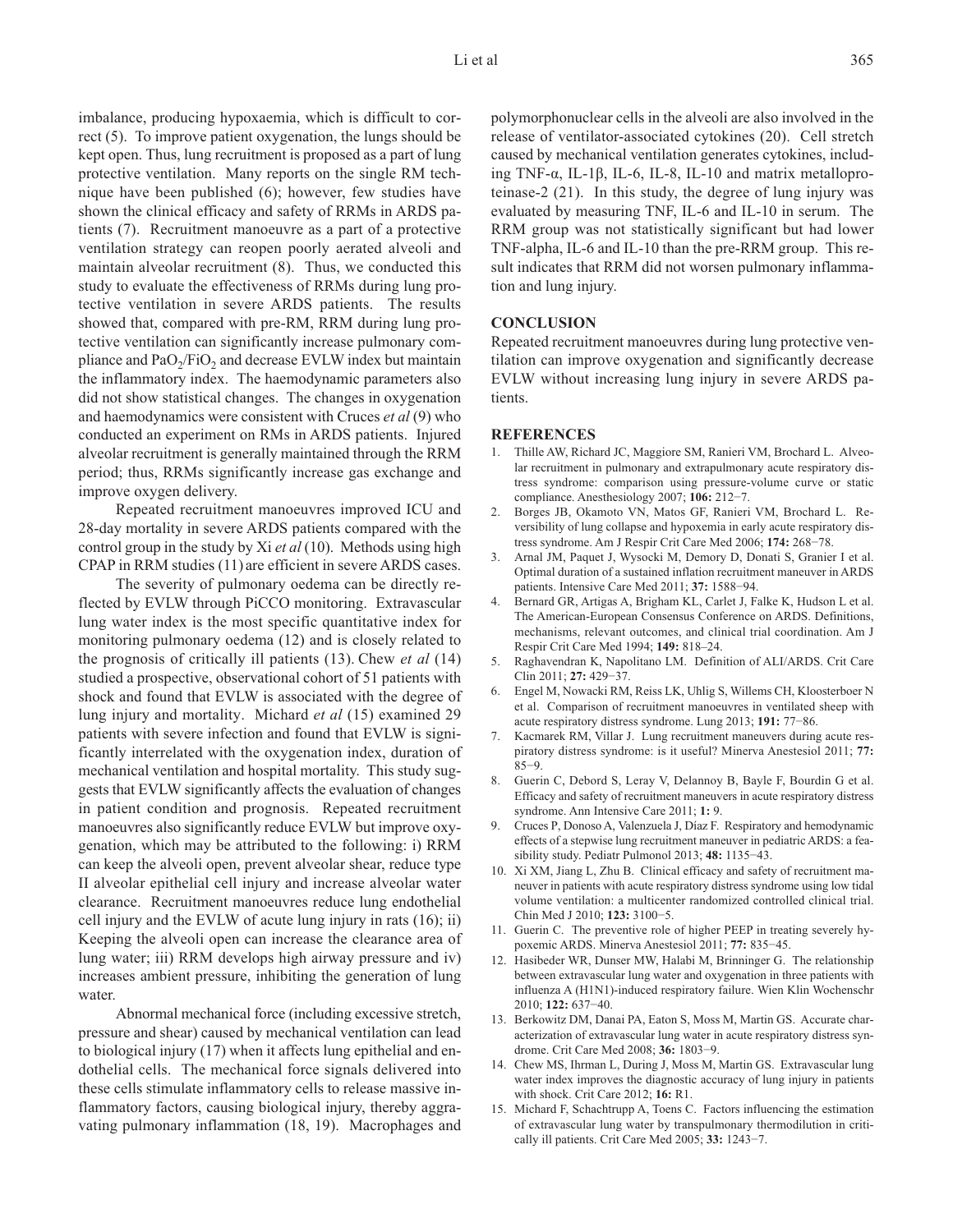imbalance, producing hypoxaemia, which is difficult to correct (5). To improve patient oxygenation, the lungs should be kept open. Thus, lung recruitment is proposed as a part of lung protective ventilation. Many reports on the single RM technique have been published (6); however, few studies have shown the clinical efficacy and safety of RRMs in ARDS patients (7). Recruitment manoeuvre as a part of a protective ventilation strategy can reopen poorly aerated alveoli and maintain alveolar recruitment (8). Thus, we conducted this study to evaluate the effectiveness of RRMs during lung protective ventilation in severe ARDS patients. The results showed that, compared with pre-RM, RRM during lung protective ventilation can significantly increase pulmonary compliance and $PaO_2/FiO_2$ and decrease EVLW index but maintain the inflammatory index. The haemodynamic parameters also did not show statistical changes. The changes in oxygenation and haemodynamics were consistent with Cruces *et al* (9) who conducted an experiment on RMs in ARDS patients. Injured alveolar recruitment is generally maintained through the RRM period; thus, RRMs significantly increase gas exchange and improve oxygen delivery.

Repeated recruitment manoeuvres improved ICU and 28-day mortality in severe ARDS patients compared with the control group in the study by Xi *et al* (10). Methods using high CPAP in RRM studies (11) are efficient in severe ARDS cases.

The severity of pulmonary oedema can be directly reflected by EVLW through PiCCO monitoring. Extravascular lung water index is the most specific quantitative index for monitoring pulmonary oedema (12) and is closely related to the prognosis of critically ill patients (13). Chew *et al* (14) studied a prospective, observational cohort of 51 patients with shock and found that EVLW is associated with the degree of lung injury and mortality. Michard *et al* (15) examined 29 patients with severe infection and found that EVLW is significantly interrelated with the oxygenation index, duration of mechanical ventilation and hospital mortality. This study suggests that EVLW significantly affects the evaluation of changes in patient condition and prognosis. Repeated recruitment manoeuvres also significantly reduce EVLW but improve oxygenation, which may be attributed to the following: i) RRM can keep the alveoli open, prevent alveolar shear, reduce type II alveolar epithelial cell injury and increase alveolar water clearance. Recruitment manoeuvres reduce lung endothelial cell injury and the EVLW of acute lung injury in rats (16); ii) Keeping the alveoli open can increase the clearance area of lung water; iii) RRM develops high airway pressure and iv) increases ambient pressure, inhibiting the generation of lung water.

Abnormal mechanical force (including excessive stretch, pressure and shear) caused by mechanical ventilation can lead to biological injury (17) when it affects lung epithelial and endothelial cells. The mechanical force signals delivered into these cells stimulate inflammatory cells to release massive inflammatory factors, causing biological injury, thereby aggravating pulmonary inflammation (18, 19). Macrophages and polymorphonuclear cells in the alveoli are also involved in the release of ventilator-associated cytokines (20). Cell stretch caused by mechanical ventilation generates cytokines, including TNF-α, IL-1β, IL-6, IL-8, IL-10 and matrix metalloproteinase-2 (21). In this study, the degree of lung injury was evaluated by measuring TNF, IL-6 and IL-10 in serum. The RRM group was not statistically significant but had lower TNF-alpha, IL-6 and IL-10 than the pre-RRM group. This result indicates that RRM did not worsen pulmonary inflammation and lung injury.

## CONCLUSION

Repeated recruitment manoeuvres during lung protective ventilation can improve oxygenation and significantly decrease EVLW without increasing lung injury in severe ARDS patients.

## REFERENCES

1. Thille AW, Richard JC, Maggiore SM, Ranieri VM, Brochard L. Alveolar recruitment in pulmonary and extrapulmonary acute respiratory distress syndrome: comparison using pressure-volume curve or static compliance. Anesthesiology 2007; **106:** 212−7.
2. Borges JB, Okamoto VN, Matos GF, Ranieri VM, Brochard L. Reversibility of lung collapse and hypoxemia in early acute respiratory distress syndrome. Am J Respir Crit Care Med 2006; **174:** 268−78.
3. Arnal JM, Paquet J, Wysocki M, Demory D, Donati S, Granier I et al. Optimal duration of a sustained inflation recruitment maneuver in ARDS patients. Intensive Care Med 2011; **37:** 1588−94.
4. Bernard GR, Artigas A, Brigham KL, Carlet J, Falke K, Hudson L et al. The American-European Consensus Conference on ARDS. Definitions, mechanisms, relevant outcomes, and clinical trial coordination. Am J Respir Crit Care Med 1994; **149:** 818–24.
5. Raghavendran K, Napolitano LM. Definition of ALI/ARDS. Crit Care Clin 2011; **27:** 429−37.
6. Engel M, Nowacki RM, Reiss LK, Uhlig S, Willems CH, Kloosterboer N et al. Comparison of recruitment manoeuvres in ventilated sheep with acute respiratory distress syndrome. Lung 2013; **191:** 77−86.
7. Kacmarek RM, Villar J. Lung recruitment maneuvers during acute respiratory distress syndrome: is it useful? Minerva Anestesiol 2011; **77:** 85−9.
8. Guerin C, Debord S, Leray V, Delannoy B, Bayle F, Bourdin G et al. Efficacy and safety of recruitment maneuvers in acute respiratory distress syndrome. Ann Intensive Care 2011; **1:** 9.
9. Cruces P, Donoso A, Valenzuela J, Díaz F. Respiratory and hemodynamic effects of a stepwise lung recruitment maneuver in pediatric ARDS: a feasibility study. Pediatr Pulmonol 2013; **48:** 1135−43.
10. Xi XM, Jiang L, Zhu B. Clinical efficacy and safety of recruitment maneuver in patients with acute respiratory distress syndrome using low tidal volume ventilation: a multicenter randomized controlled clinical trial. Chin Med J 2010; **123:** 3100−5.
11. Guerin C. The preventive role of higher PEEP in treating severely hypoxemic ARDS. Minerva Anestesiol 2011; **77:** 835−45.
12. Hasibeder WR, Dunser MW, Halabi M, Brinninger G. The relationship between extravascular lung water and oxygenation in three patients with influenza A (H1N1)-induced respiratory failure. Wien Klin Wochenschr 2010; **122:** 637−40.
13. Berkowitz DM, Danai PA, Eaton S, Moss M, Martin GS. Accurate characterization of extravascular lung water in acute respiratory distress syndrome. Crit Care Med 2008; **36:** 1803−9.
14. Chew MS, Ihrman L, During J, Moss M, Martin GS. Extravascular lung water index improves the diagnostic accuracy of lung injury in patients with shock. Crit Care 2012; **16:** R1.
15. Michard F, Schachtrupp A, Toens C. Factors influencing the estimation of extravascular lung water by transpulmonary thermodilution in critically ill patients. Crit Care Med 2005; **33:** 1243−7.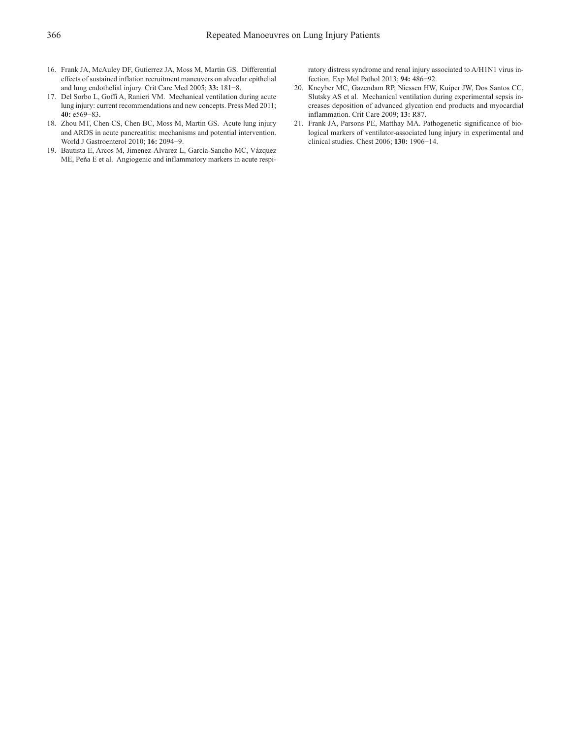16. Frank JA, McAuley DF, Gutierrez JA, Moss M, Martin GS. Differential effects of sustained inflation recruitment maneuvers on alveolar epithelial and lung endothelial injury. Crit Care Med 2005; **33:** 181−8.
17. Del Sorbo L, Goffi A, Ranieri VM. Mechanical ventilation during acute lung injury: current recommendations and new concepts. Press Med 2011; **40:** e569−83.
18. Zhou MT, Chen CS, Chen BC, Moss M, Martin GS. Acute lung injury and ARDS in acute pancreatitis: mechanisms and potential intervention. World J Gastroenterol 2010; **16:** 2094−9.
19. Bautista E, Arcos M, Jimenez-Alvarez L, García-Sancho MC, Vázquez ME, Peña E et al. Angiogenic and inflammatory markers in acute respiratory distress syndrome and renal injury associated to A/H1N1 virus infection. Exp Mol Pathol 2013; **94:** 486−92.
20. Kneyber MC, Gazendam RP, Niessen HW, Kuiper JW, Dos Santos CC, Slutsky AS et al. Mechanical ventilation during experimental sepsis increases deposition of advanced glycation end products and myocardial inflammation. Crit Care 2009; **13:** R87.
21. Frank JA, Parsons PE, Matthay MA. Pathogenetic significance of biological markers of ventilator-associated lung injury in experimental and clinical studies. Chest 2006; **130:** 1906−14.